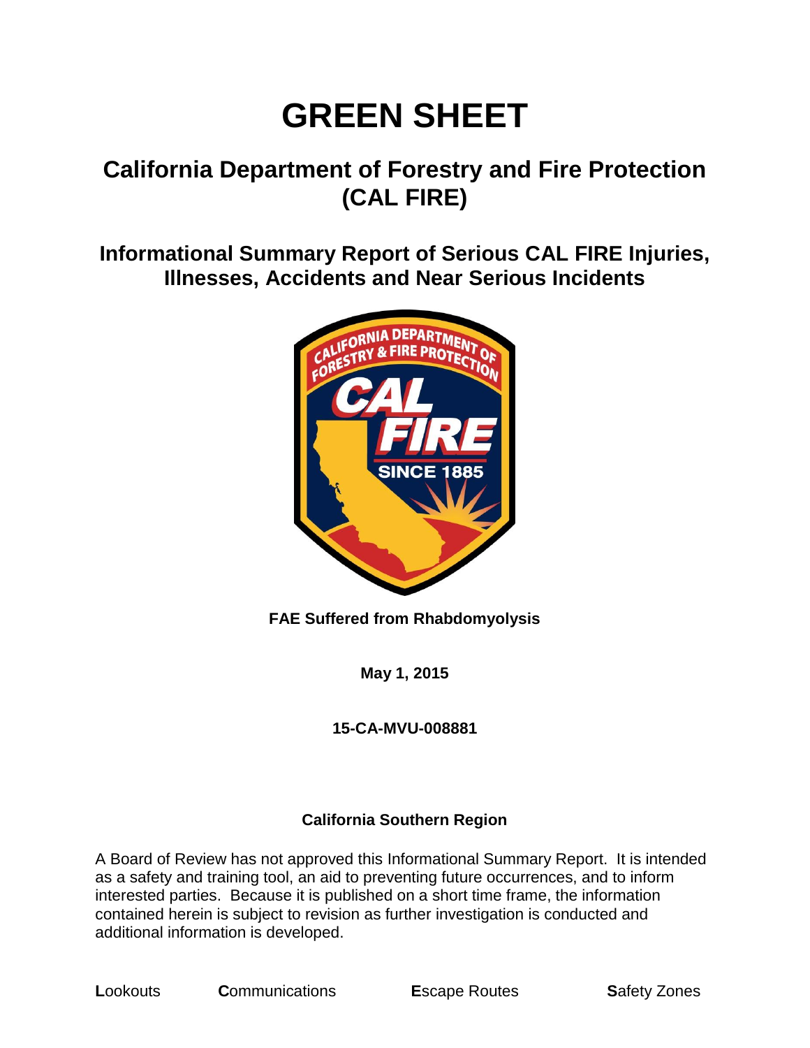# GREEN SHEET

## California Department of Forestry and Fire Protection (CAL FIRE)

### Informational Summary Report of Serious CAL FIRE Injuries, Illnesses, Accidents and Near Serious Incidents

**FAE Suffered from Rhabdomyolysis**

**May 1, 2015**

**15-CA-MVU-008881**

**California Southern Region**

A Board of Review has not approved this Informational Summary Report. It is intended as a safety and training tool, an aid to preventing future occurrences, and to inform interested parties. Because it is published on a short time frame, the information contained herein is subject to revision as further investigation is conducted and additional information is developed.

**L**ookouts **C**ommunications **E**scape Routes **S**afety Zones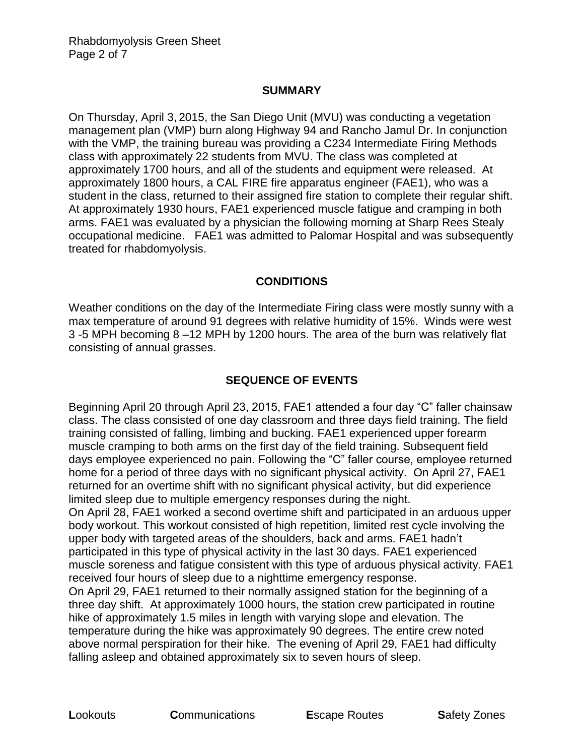## SUMMARY

On Thursday, April 3, 2015, the San Diego Unit (MVU) was conducting a vegetation management plan (VMP) burn along Highway 94 and Rancho Jamul Dr. In conjunction with the VMP, the training bureau was providing a C234 Intermediate Firing Methods class with approximately 22 students from MVU. The class was completed at approximately 1700 hours, and all of the students and equipment were released. At approximately 1800 hours, a CAL FIRE fire apparatus engineer (FAE1), who was a student in the class, returned to their assigned fire station to complete their regular shift. At approximately 1930 hours, FAE1 experienced muscle fatigue and cramping in both arms. FAE1 was evaluated by a physician the following morning at Sharp Rees Stealy occupational medicine. FAE1 was admitted to Palomar Hospital and was subsequently treated for rhabdomyolysis.

## CONDITIONS

Weather conditions on the day of the Intermediate Firing class were mostly sunny with a max temperature of around 91 degrees with relative humidity of 15%. Winds were west 3 -5 MPH becoming 8 –12 MPH by 1200 hours. The area of the burn was relatively flat consisting of annual grasses.

## SEQUENCE OF EVENTS

Beginning April 20 through April 23, 2015, FAE1 attended a four day "C" faller chainsaw class. The class consisted of one day classroom and three days field training. The field training consisted of falling, limbing and bucking. FAE1 experienced upper forearm muscle cramping to both arms on the first day of the field training. Subsequent field days employee experienced no pain. Following the "C" faller course, employee returned home for a period of three days with no significant physical activity. On April 27, FAE1 returned for an overtime shift with no significant physical activity, but did experience limited sleep due to multiple emergency responses during the night.

On April 28, FAE1 worked a second overtime shift and participated in an arduous upper body workout. This workout consisted of high repetition, limited rest cycle involving the upper body with targeted areas of the shoulders, back and arms. FAE1 hadn't participated in this type of physical activity in the last 30 days. FAE1 experienced muscle soreness and fatigue consistent with this type of arduous physical activity. FAE1 received four hours of sleep due to a nighttime emergency response.

On April 29, FAE1 returned to their normally assigned station for the beginning of a three day shift. At approximately 1000 hours, the station crew participated in routine hike of approximately 1.5 miles in length with varying slope and elevation. The temperature during the hike was approximately 90 degrees. The entire crew noted above normal perspiration for their hike. The evening of April 29, FAE1 had difficulty falling asleep and obtained approximately six to seven hours of sleep.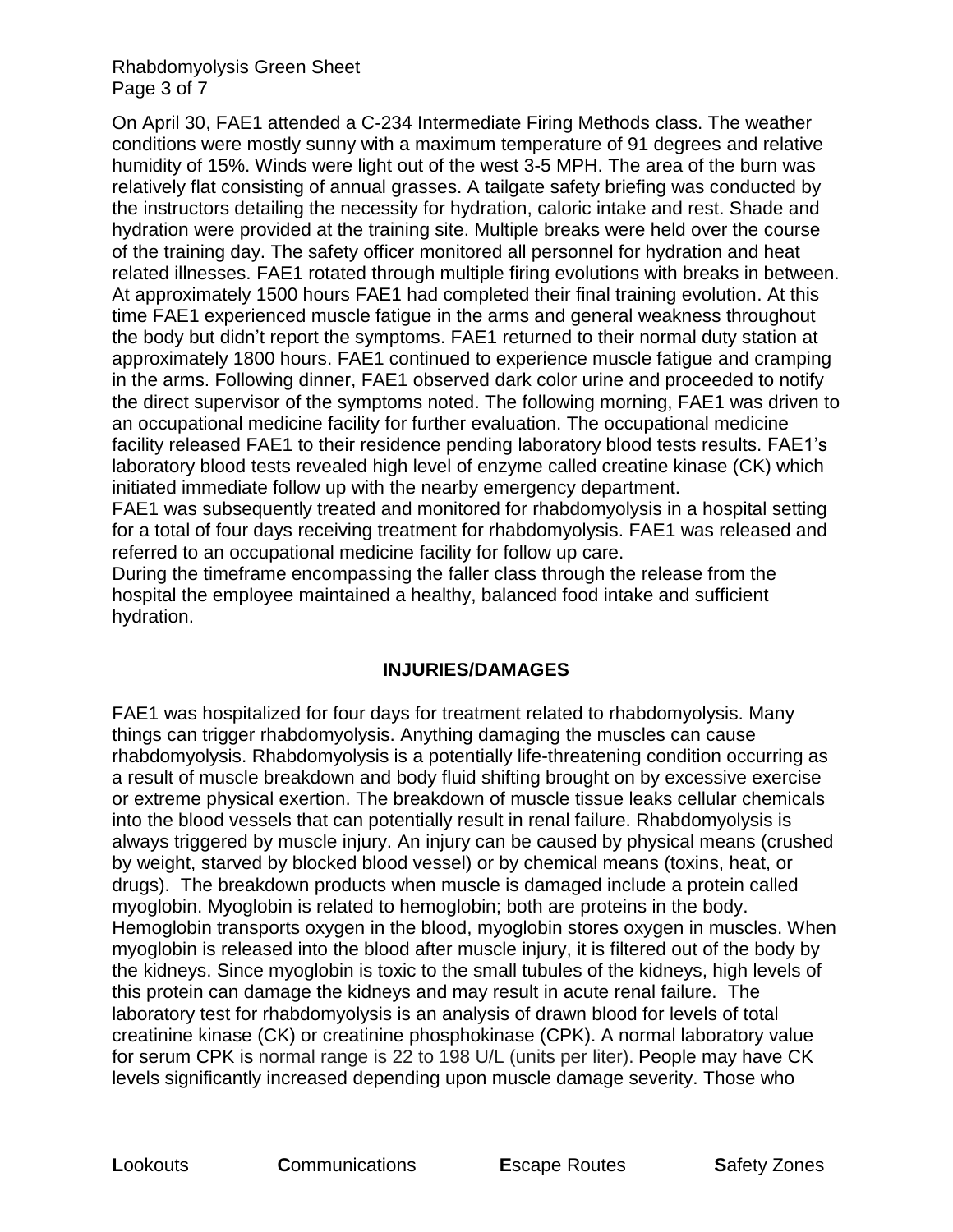On April 30, FAE1 attended a C-234 Intermediate Firing Methods class. The weather conditions were mostly sunny with a maximum temperature of 91 degrees and relative humidity of 15%. Winds were light out of the west 3-5 MPH. The area of the burn was relatively flat consisting of annual grasses. A tailgate safety briefing was conducted by the instructors detailing the necessity for hydration, caloric intake and rest. Shade and hydration were provided at the training site. Multiple breaks were held over the course of the training day. The safety officer monitored all personnel for hydration and heat related illnesses. FAE1 rotated through multiple firing evolutions with breaks in between. At approximately 1500 hours FAE1 had completed their final training evolution. At this time FAE1 experienced muscle fatigue in the arms and general weakness throughout the body but didn't report the symptoms. FAE1 returned to their normal duty station at approximately 1800 hours. FAE1 continued to experience muscle fatigue and cramping in the arms. Following dinner, FAE1 observed dark color urine and proceeded to notify the direct supervisor of the symptoms noted. The following morning, FAE1 was driven to an occupational medicine facility for further evaluation. The occupational medicine facility released FAE1 to their residence pending laboratory blood tests results. FAE1's laboratory blood tests revealed high level of enzyme called creatine kinase (CK) which initiated immediate follow up with the nearby emergency department.

FAE1 was subsequently treated and monitored for rhabdomyolysis in a hospital setting for a total of four days receiving treatment for rhabdomyolysis. FAE1 was released and referred to an occupational medicine facility for follow up care.

During the timeframe encompassing the faller class through the release from the hospital the employee maintained a healthy, balanced food intake and sufficient hydration.

## INJURIES/DAMAGES

FAE1 was hospitalized for four days for treatment related to rhabdomyolysis. Many things can trigger rhabdomyolysis. Anything damaging the muscles can cause rhabdomyolysis. Rhabdomyolysis is a potentially life-threatening condition occurring as a result of muscle breakdown and body fluid shifting brought on by excessive exercise or extreme physical exertion. The breakdown of muscle tissue leaks cellular chemicals into the blood vessels that can potentially result in renal failure. Rhabdomyolysis is always triggered by muscle injury. An injury can be caused by physical means (crushed by weight, starved by blocked blood vessel) or by chemical means (toxins, heat, or drugs). The breakdown products when muscle is damaged include a protein called myoglobin. Myoglobin is related to hemoglobin; both are proteins in the body. Hemoglobin transports oxygen in the blood, myoglobin stores oxygen in muscles. When myoglobin is released into the blood after muscle injury, it is filtered out of the body by the kidneys. Since myoglobin is toxic to the small tubules of the kidneys, high levels of this protein can damage the kidneys and may result in acute renal failure. The laboratory test for rhabdomyolysis is an analysis of drawn blood for levels of total creatinine kinase (CK) or creatinine phosphokinase (CPK). A normal laboratory value for serum CPK is normal range is 22 to 198 U/L (units per liter). People may have CK levels significantly increased depending upon muscle damage severity. Those who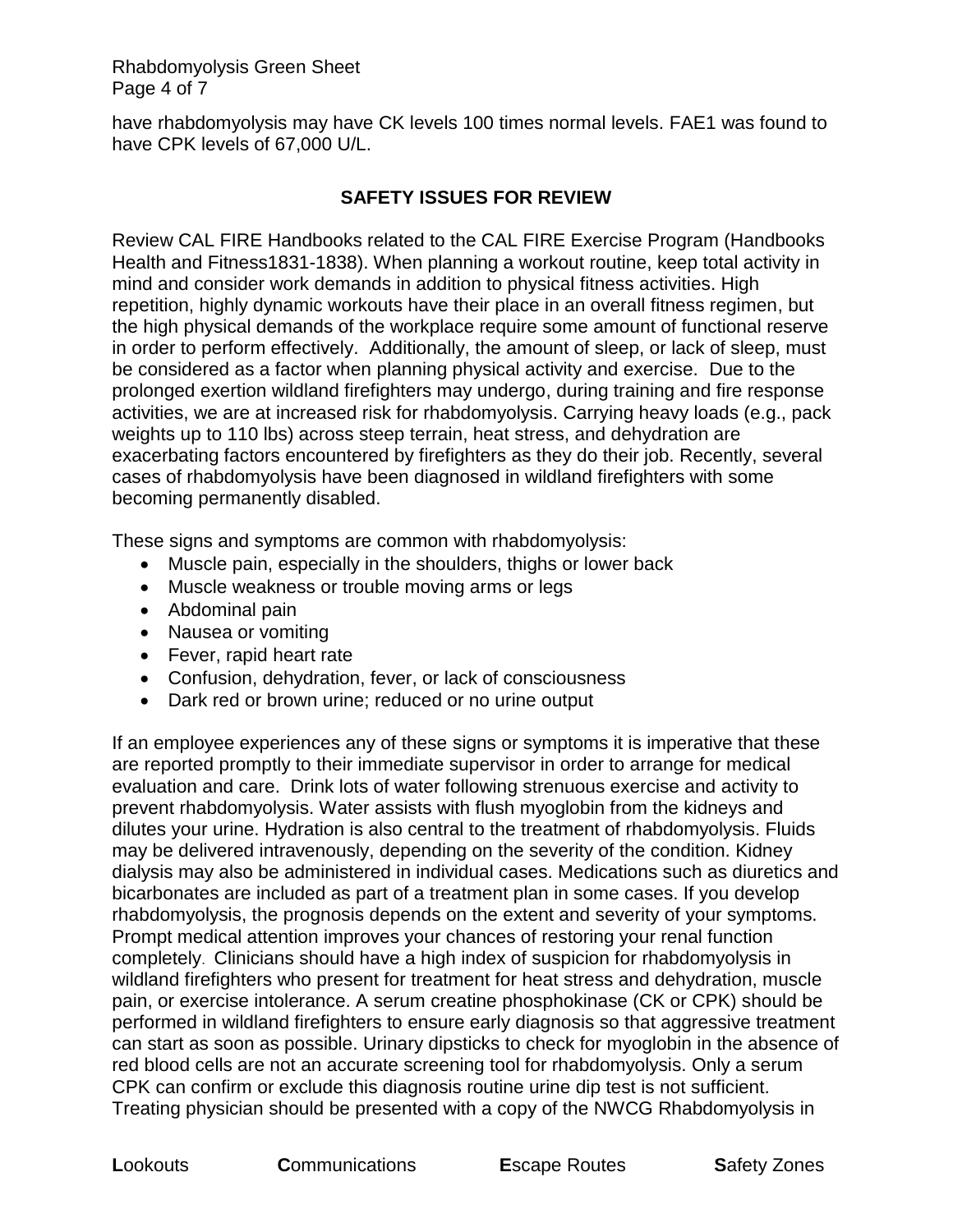have rhabdomyolysis may have CK levels 100 times normal levels. FAE1 was found to have CPK levels of 67,000 U/L.

## SAFETY ISSUES FOR REVIEW

Review CAL FIRE Handbooks related to the CAL FIRE Exercise Program (Handbooks Health and Fitness1831-1838). When planning a workout routine, keep total activity in mind and consider work demands in addition to physical fitness activities. High repetition, highly dynamic workouts have their place in an overall fitness regimen, but the high physical demands of the workplace require some amount of functional reserve in order to perform effectively. Additionally, the amount of sleep, or lack of sleep, must be considered as a factor when planning physical activity and exercise. Due to the prolonged exertion wildland firefighters may undergo, during training and fire response activities, we are at increased risk for rhabdomyolysis. Carrying heavy loads (e.g., pack weights up to 110 lbs) across steep terrain, heat stress, and dehydration are exacerbating factors encountered by firefighters as they do their job. Recently, several cases of rhabdomyolysis have been diagnosed in wildland firefighters with some becoming permanently disabled.

These signs and symptoms are common with rhabdomyolysis:

- Muscle pain, especially in the shoulders, thighs or lower back
- Muscle weakness or trouble moving arms or legs
- Abdominal pain
- Nausea or vomiting
- Fever, rapid heart rate
- Confusion, dehydration, fever, or lack of consciousness
- Dark red or brown urine; reduced or no urine output

If an employee experiences any of these signs or symptoms it is imperative that these are reported promptly to their immediate supervisor in order to arrange for medical evaluation and care. Drink lots of water following strenuous exercise and activity to prevent rhabdomyolysis. Water assists with flush myoglobin from the kidneys and dilutes your urine. Hydration is also central to the treatment of rhabdomyolysis. Fluids may be delivered intravenously, depending on the severity of the condition. Kidney dialysis may also be administered in individual cases. Medications such as diuretics and bicarbonates are included as part of a treatment plan in some cases. If you develop rhabdomyolysis, the prognosis depends on the extent and severity of your symptoms. Prompt medical attention improves your chances of restoring your renal function completely. Clinicians should have a high index of suspicion for rhabdomyolysis in wildland firefighters who present for treatment for heat stress and dehydration, muscle pain, or exercise intolerance. A serum creatine phosphokinase (CK or CPK) should be performed in wildland firefighters to ensure early diagnosis so that aggressive treatment can start as soon as possible. Urinary dipsticks to check for myoglobin in the absence of red blood cells are not an accurate screening tool for rhabdomyolysis. Only a serum CPK can confirm or exclude this diagnosis routine urine dip test is not sufficient. Treating physician should be presented with a copy of the NWCG Rhabdomyolysis in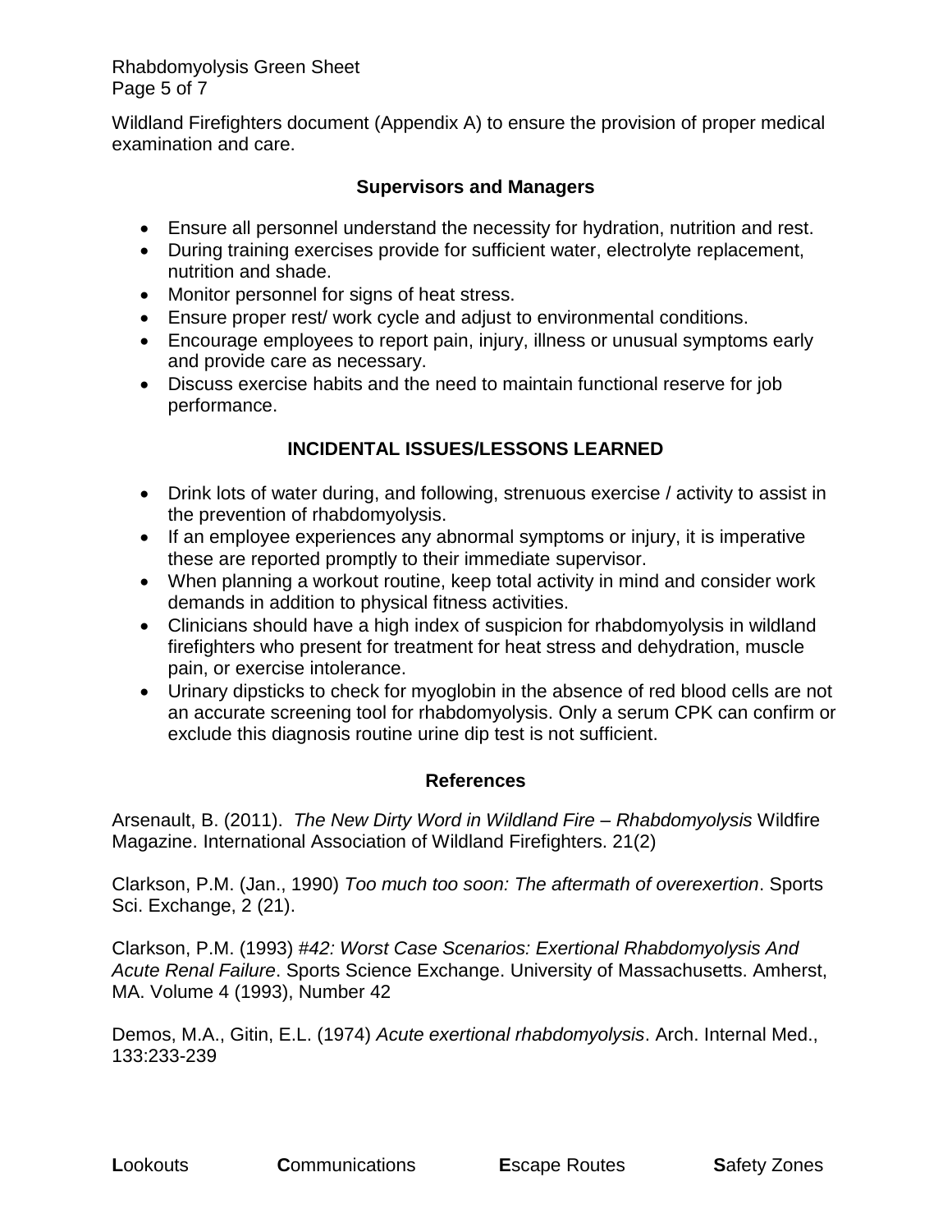Wildland Firefighters document (Appendix A) to ensure the provision of proper medical examination and care.

### Supervisors and Managers

- Ensure all personnel understand the necessity for hydration, nutrition and rest.
- During training exercises provide for sufficient water, electrolyte replacement, nutrition and shade.
- Monitor personnel for signs of heat stress.
- Ensure proper rest/ work cycle and adjust to environmental conditions.
- Encourage employees to report pain, injury, illness or unusual symptoms early and provide care as necessary.
- Discuss exercise habits and the need to maintain functional reserve for job performance.

## INCIDENTAL ISSUES/LESSONS LEARNED

- Drink lots of water during, and following, strenuous exercise / activity to assist in the prevention of rhabdomyolysis.
- If an employee experiences any abnormal symptoms or injury, it is imperative these are reported promptly to their immediate supervisor.
- When planning a workout routine, keep total activity in mind and consider work demands in addition to physical fitness activities.
- Clinicians should have a high index of suspicion for rhabdomyolysis in wildland firefighters who present for treatment for heat stress and dehydration, muscle pain, or exercise intolerance.
- Urinary dipsticks to check for myoglobin in the absence of red blood cells are not an accurate screening tool for rhabdomyolysis. Only a serum CPK can confirm or exclude this diagnosis routine urine dip test is not sufficient.

## References

Arsenault, B. (2011). *The New Dirty Word in Wildland Fire – Rhabdomyolysis* Wildfire Magazine. International Association of Wildland Firefighters. 21(2)

Clarkson, P.M. (Jan., 1990) *Too much too soon: The aftermath of overexertion*. Sports Sci. Exchange, 2 (21).

Clarkson, P.M. (1993) *#42: Worst Case Scenarios: Exertional Rhabdomyolysis And Acute Renal Failure*. Sports Science Exchange. University of Massachusetts. Amherst, MA. Volume 4 (1993), Number 42

Demos, M.A., Gitin, E.L. (1974) *Acute exertional rhabdomyolysis*. Arch. Internal Med., 133:233-239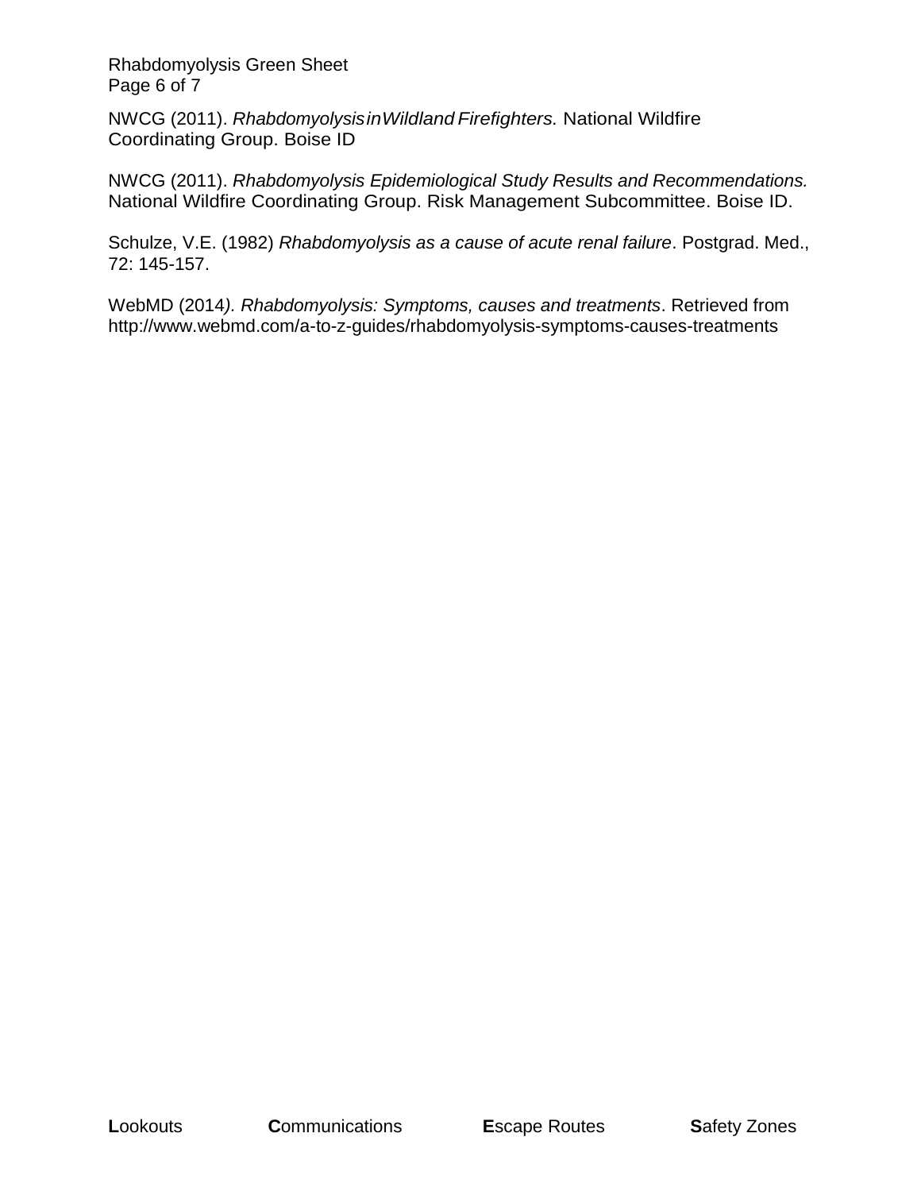NWCG (2011). *Rhabdomyolysis in Wildland Firefighters.* National Wildfire Coordinating Group. Boise ID

NWCG (2011). *Rhabdomyolysis Epidemiological Study Results and Recommendations.* National Wildfire Coordinating Group. Risk Management Subcommittee. Boise ID.

Schulze, V.E. (1982) *Rhabdomyolysis as a cause of acute renal failure*. Postgrad. Med., 72: 145-157.

WebMD (2014*). Rhabdomyolysis: Symptoms, causes and treatments*. Retrieved from http://www.webmd.com/a-to-z-guides/rhabdomyolysis-symptoms-causes-treatments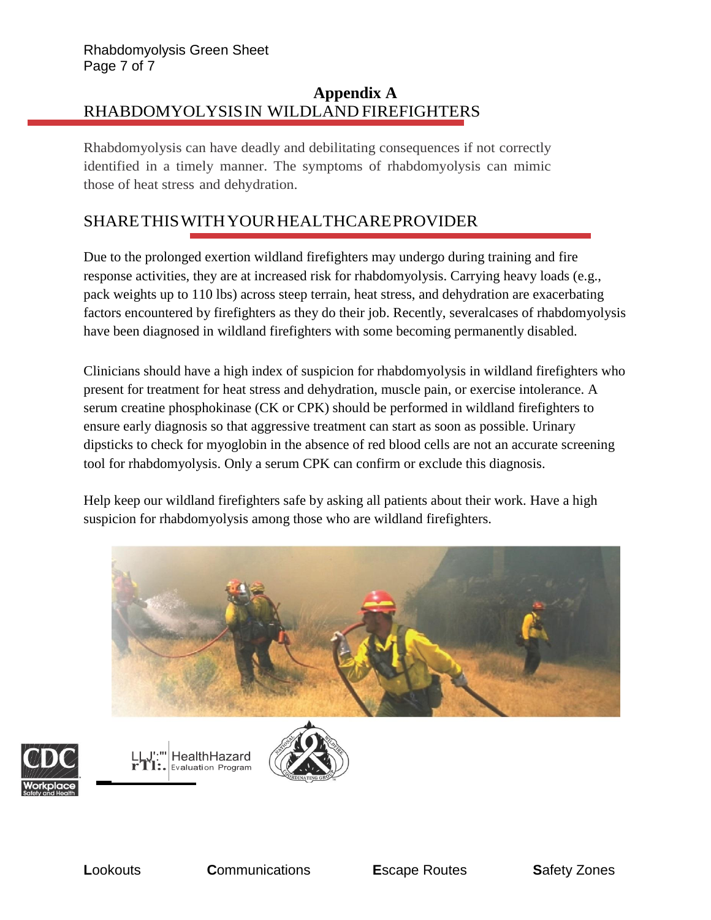# Appendix A

## RHABDOMYOLYSIS IN WILDLAND FIREFIGHTERS

Rhabdomyolysis can have deadly and debilitating consequences if not correctly identified in a timely manner. The symptoms of rhabdomyolysis can mimic those of heat stress and dehydration.

## SHARE THIS WITH YOUR HEALTHCARE PROVIDER

Due to the prolonged exertion wildland firefighters may undergo during training and fire response activities, they are at increased risk for rhabdomyolysis. Carrying heavy loads (e.g., pack weights up to 110 lbs) across steep terrain, heat stress, and dehydration are exacerbating factors encountered by firefighters as they do their job. Recently, severalcases of rhabdomyolysis have been diagnosed in wildland firefighters with some becoming permanently disabled.

Clinicians should have a high index of suspicion for rhabdomyolysis in wildland firefighters who present for treatment for heat stress and dehydration, muscle pain, or exercise intolerance. A serum creatine phosphokinase (CK or CPK) should be performed in wildland firefighters to ensure early diagnosis so that aggressive treatment can start as soon as possible. Urinary dipsticks to check for myoglobin in the absence of red blood cells are not an accurate screening tool for rhabdomyolysis. Only a serum CPK can confirm or exclude this diagnosis.

Help keep our wildland firefighters safe by asking all patients about their work. Have a high suspicion for rhabdomyolysis among those who are wildland firefighters.

CDC Workplace Safety and Health

Health Hazard Evaluation Program

National Wildfire Coordinating Group

**L**ookouts **C**ommunications **E**scape Routes **S**afety Zones